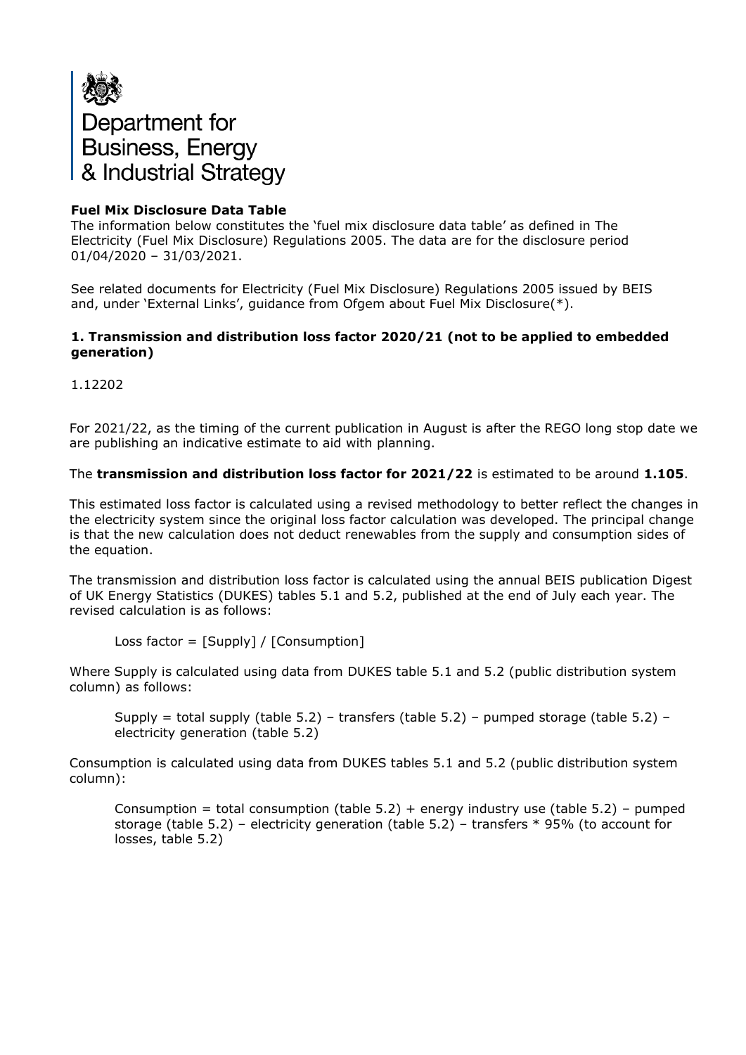Department for Business, Energy & Industrial Strategy

**Fuel Mix Disclosure Data Table**

The information below constitutes the 'fuel mix disclosure data table' as defined in The Electricity (Fuel Mix Disclosure) Regulations 2005. The data are for the disclosure period 01/04/2020 – 31/03/2021.

See related documents for Electricity (Fuel Mix Disclosure) Regulations 2005 issued by BEIS and, under 'External Links', guidance from Ofgem about Fuel Mix Disclosure(*).

### 1. Transmission and distribution loss factor 2020/21 (not to be applied to embedded generation)

1.12202

For 2021/22, as the timing of the current publication in August is after the REGO long stop date we are publishing an indicative estimate to aid with planning.

The **transmission and distribution loss factor for 2021/22** is estimated to be around **1.105**.

This estimated loss factor is calculated using a revised methodology to better reflect the changes in the electricity system since the original loss factor calculation was developed. The principal change is that the new calculation does not deduct renewables from the supply and consumption sides of the equation.

The transmission and distribution loss factor is calculated using the annual BEIS publication Digest of UK Energy Statistics (DUKES) tables 5.1 and 5.2, published at the end of July each year. The revised calculation is as follows:

> Loss factor = [Supply] / [Consumption]

Where Supply is calculated using data from DUKES table 5.1 and 5.2 (public distribution system column) as follows:

> Supply = total supply (table 5.2) – transfers (table 5.2) – pumped storage (table 5.2) – electricity generation (table 5.2)

Consumption is calculated using data from DUKES tables 5.1 and 5.2 (public distribution system column):

> Consumption = total consumption (table 5.2) + energy industry use (table 5.2) – pumped storage (table 5.2) – electricity generation (table 5.2) – transfers * 95% (to account for losses, table 5.2)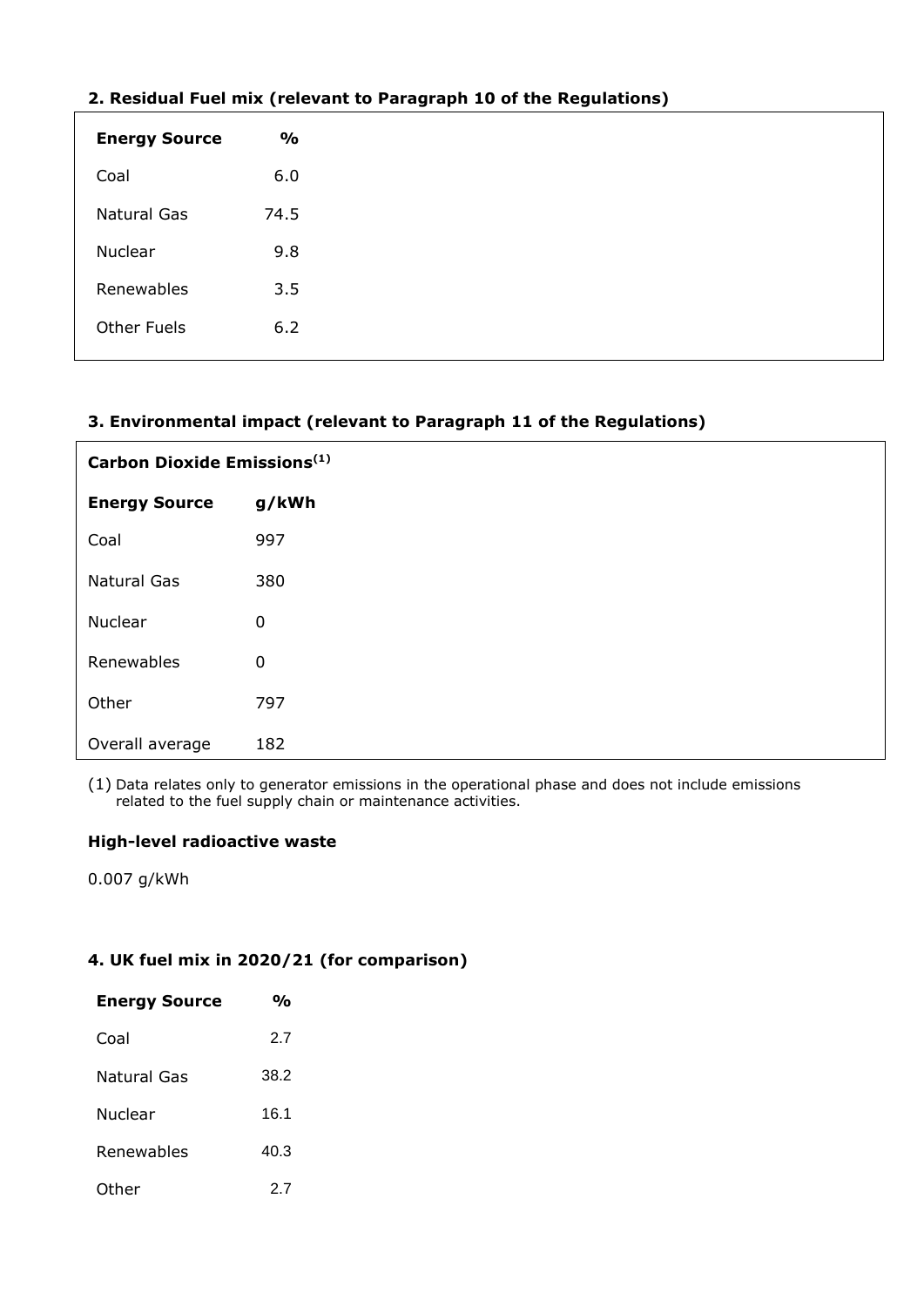## 2. Residual Fuel mix (relevant to Paragraph 10 of the Regulations)

| Energy Source | % |
|---|---|
| Coal | 6.0 |
| Natural Gas | 74.5 |
| Nuclear | 9.8 |
| Renewables | 3.5 |
| Other Fuels | 6.2 |

## 3. Environmental impact (relevant to Paragraph 11 of the Regulations)

| Carbon Dioxide Emissions(1) | |
|---|---|
| **Energy Source** | **g/kWh** |
| Coal | 997 |
| Natural Gas | 380 |
| Nuclear | 0 |
| Renewables | 0 |
| Other | 797 |
| Overall average | 182 |

(1) Data relates only to generator emissions in the operational phase and does not include emissions related to the fuel supply chain or maintenance activities.

### High-level radioactive waste

0.007 g/kWh

## 4. UK fuel mix in 2020/21 (for comparison)

| Energy Source | % |
|---|---|
| Coal | 2.7 |
| Natural Gas | 38.2 |
| Nuclear | 16.1 |
| Renewables | 40.3 |
| Other | 2.7 |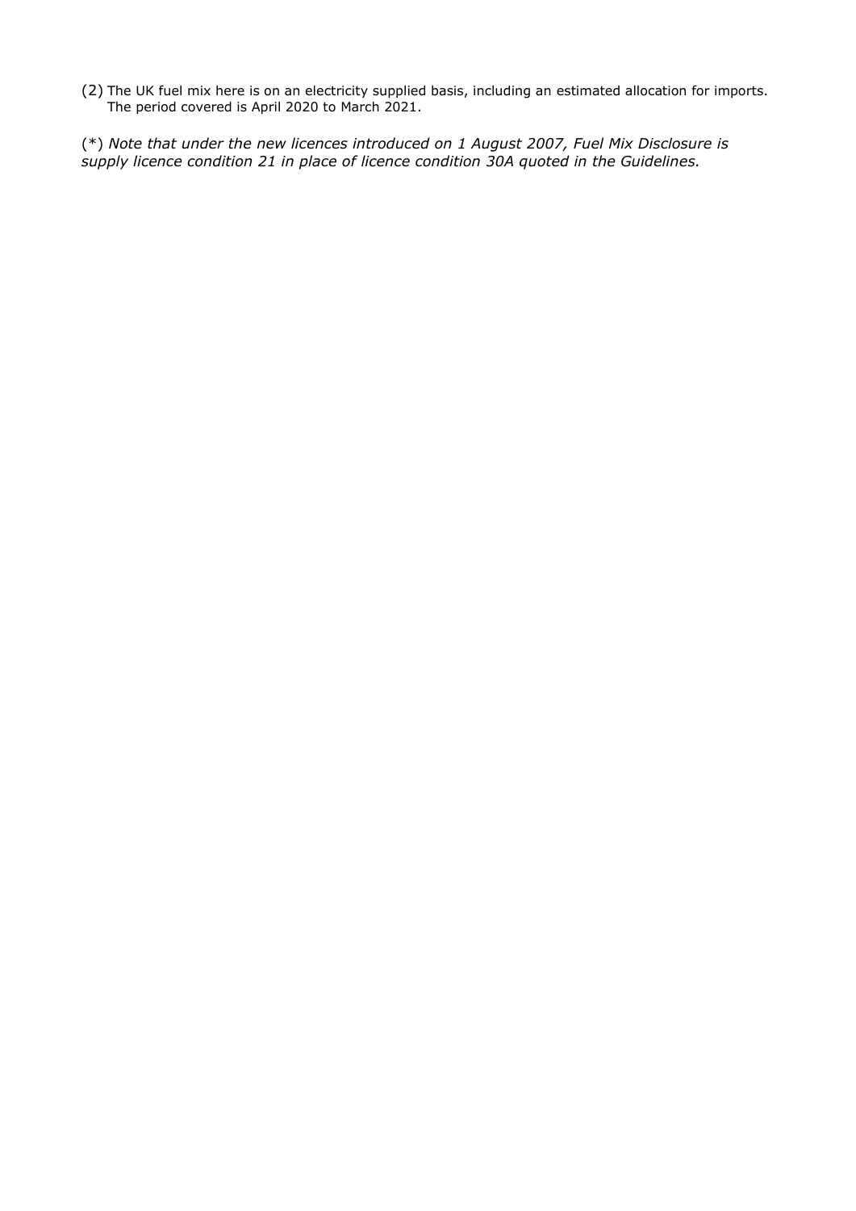(2) The UK fuel mix here is on an electricity supplied basis, including an estimated allocation for imports. The period covered is April 2020 to March 2021.

(*) *Note that under the new licences introduced on 1 August 2007, Fuel Mix Disclosure is supply licence condition 21 in place of licence condition 30A quoted in the Guidelines.*